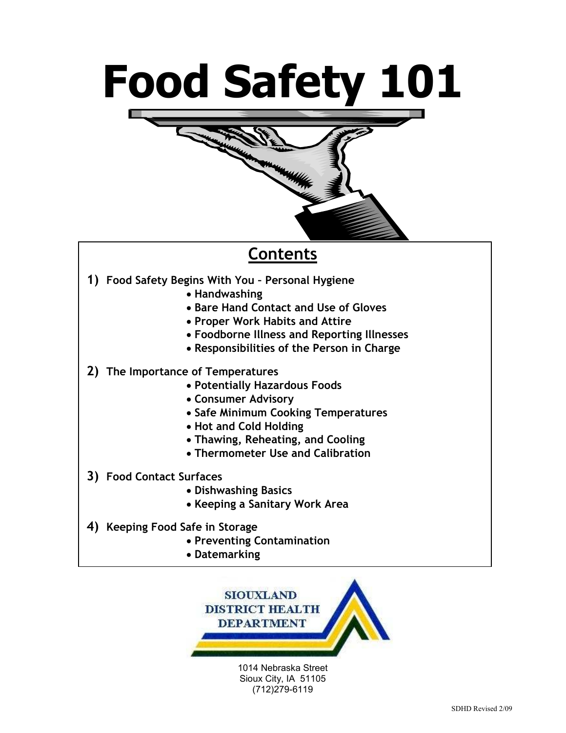# Food Safety 101

## Contents

1) **Food Safety Begins With You – Personal Hygiene**
   - Handwashing
   - Bare Hand Contact and Use of Gloves
   - Proper Work Habits and Attire
   - Foodborne Illness and Reporting Illnesses
   - Responsibilities of the Person in Charge

2) **The Importance of Temperatures**
   - Potentially Hazardous Foods
   - Consumer Advisory
   - Safe Minimum Cooking Temperatures
   - Hot and Cold Holding
   - Thawing, Reheating, and Cooling
   - Thermometer Use and Calibration

3) **Food Contact Surfaces**
   - Dishwashing Basics
   - Keeping a Sanitary Work Area

4) **Keeping Food Safe in Storage**
   - Preventing Contamination
   - Datemarking

SIOUXLAND DISTRICT HEALTH DEPARTMENT

1014 Nebraska Street
Sioux City, IA 51105
(712)279-6119

SDHD Revised 2/09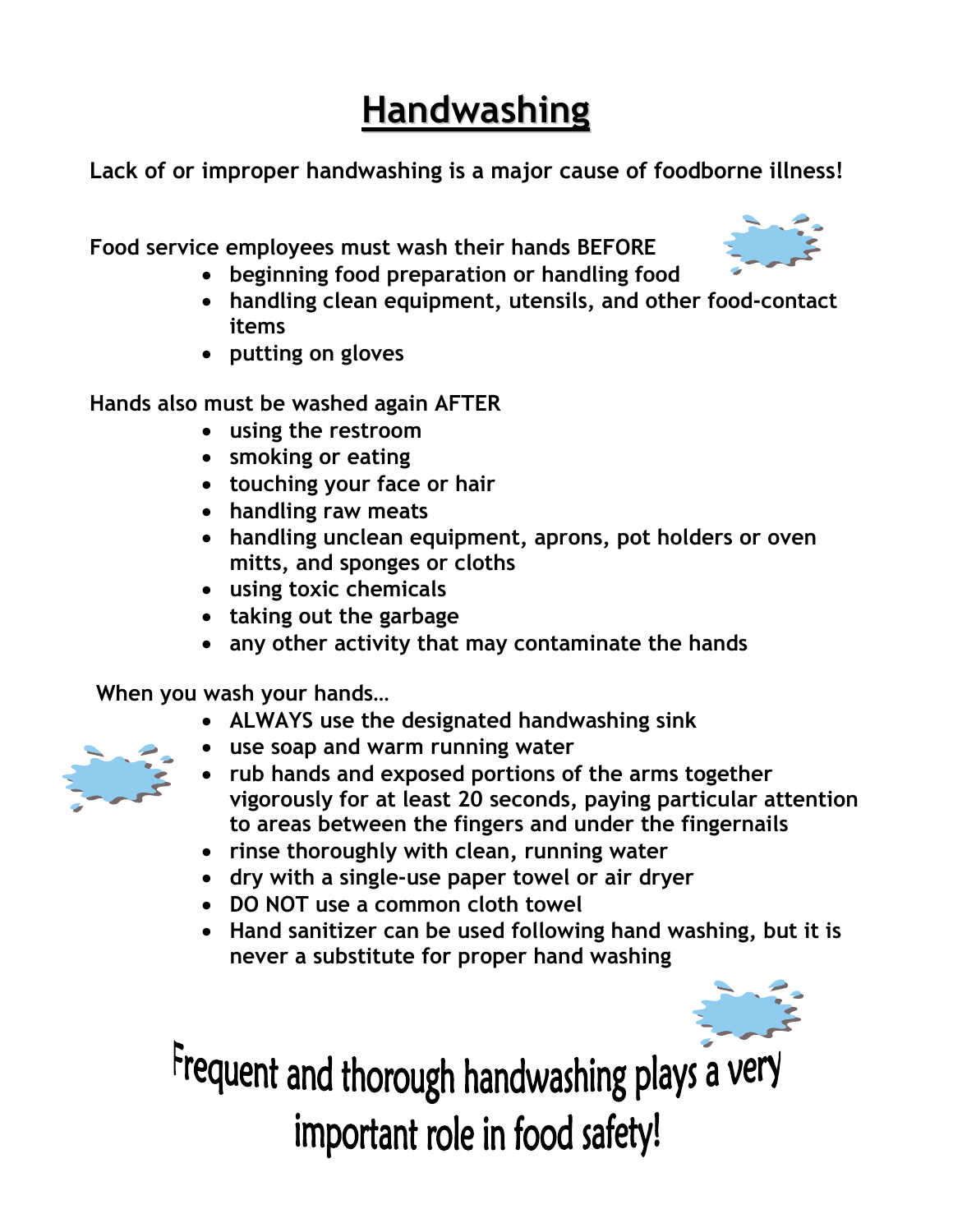# Handwashing

**Lack of or improper handwashing is a major cause of foodborne illness!**

**Food service employees must wash their hands BEFORE**

- **beginning food preparation or handling food**
- **handling clean equipment, utensils, and other food-contact items**
- **putting on gloves**

**Hands also must be washed again AFTER**

- **using the restroom**
- **smoking or eating**
- **touching your face or hair**
- **handling raw meats**
- **handling unclean equipment, aprons, pot holders or oven mitts, and sponges or cloths**
- **using toxic chemicals**
- **taking out the garbage**
- **any other activity that may contaminate the hands**

**When you wash your hands…**

- **ALWAYS use the designated handwashing sink**
- **use soap and warm running water**
- **rub hands and exposed portions of the arms together vigorously for at least 20 seconds, paying particular attention to areas between the fingers and under the fingernails**
- **rinse thoroughly with clean, running water**
- **dry with a single-use paper towel or air dryer**
- **DO NOT use a common cloth towel**
- **Hand sanitizer can be used following hand washing, but it is never a substitute for proper hand washing**

**Frequent and thorough handwashing plays a very important role in food safety!**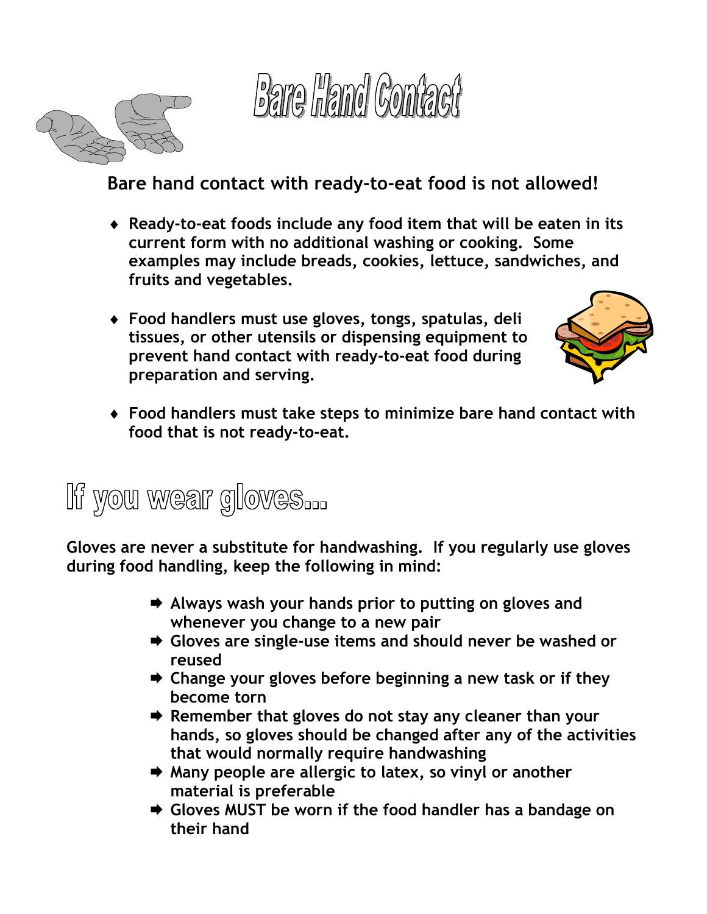# Bare Hand Contact

**Bare hand contact with ready-to-eat food is not allowed!**

- **Ready-to-eat foods include any food item that will be eaten in its current form with no additional washing or cooking. Some examples may include breads, cookies, lettuce, sandwiches, and fruits and vegetables.**
- **Food handlers must use gloves, tongs, spatulas, deli tissues, or other utensils or dispensing equipment to prevent hand contact with ready-to-eat food during preparation and serving.**
- **Food handlers must take steps to minimize bare hand contact with food that is not ready-to-eat.**

## If you wear gloves...

**Gloves are never a substitute for handwashing. If you regularly use gloves during food handling, keep the following in mind:**

- **Always wash your hands prior to putting on gloves and whenever you change to a new pair**
- **Gloves are single-use items and should never be washed or reused**
- **Change your gloves before beginning a new task or if they become torn**
- **Remember that gloves do not stay any cleaner than your hands, so gloves should be changed after any of the activities that would normally require handwashing**
- **Many people are allergic to latex, so vinyl or another material is preferable**
- **Gloves MUST be worn if the food handler has a bandage on their hand**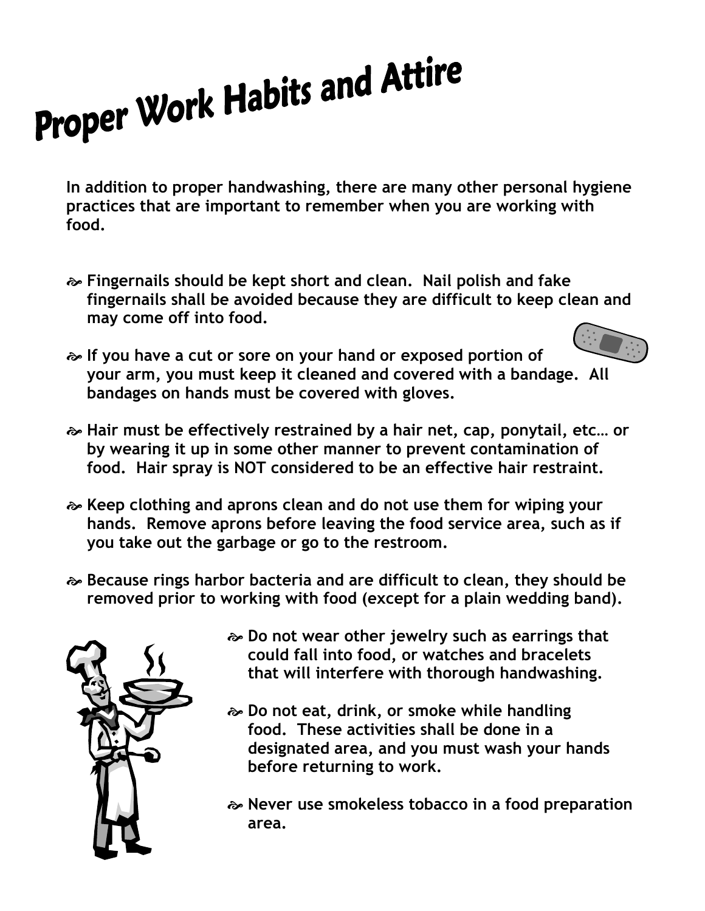# Proper Work Habits and Attire

**In addition to proper handwashing, there are many other personal hygiene practices that are important to remember when you are working with food.**

- **Fingernails should be kept short and clean. Nail polish and fake fingernails shall be avoided because they are difficult to keep clean and may come off into food.**
- **If you have a cut or sore on your hand or exposed portion of your arm, you must keep it cleaned and covered with a bandage. All bandages on hands must be covered with gloves.**
- **Hair must be effectively restrained by a hair net, cap, ponytail, etc… or by wearing it up in some other manner to prevent contamination of food. Hair spray is NOT considered to be an effective hair restraint.**
- **Keep clothing and aprons clean and do not use them for wiping your hands. Remove aprons before leaving the food service area, such as if you take out the garbage or go to the restroom.**
- **Because rings harbor bacteria and are difficult to clean, they should be removed prior to working with food (except for a plain wedding band).**
- **Do not wear other jewelry such as earrings that could fall into food, or watches and bracelets that will interfere with thorough handwashing.**
- **Do not eat, drink, or smoke while handling food. These activities shall be done in a designated area, and you must wash your hands before returning to work.**
- **Never use smokeless tobacco in a food preparation area.**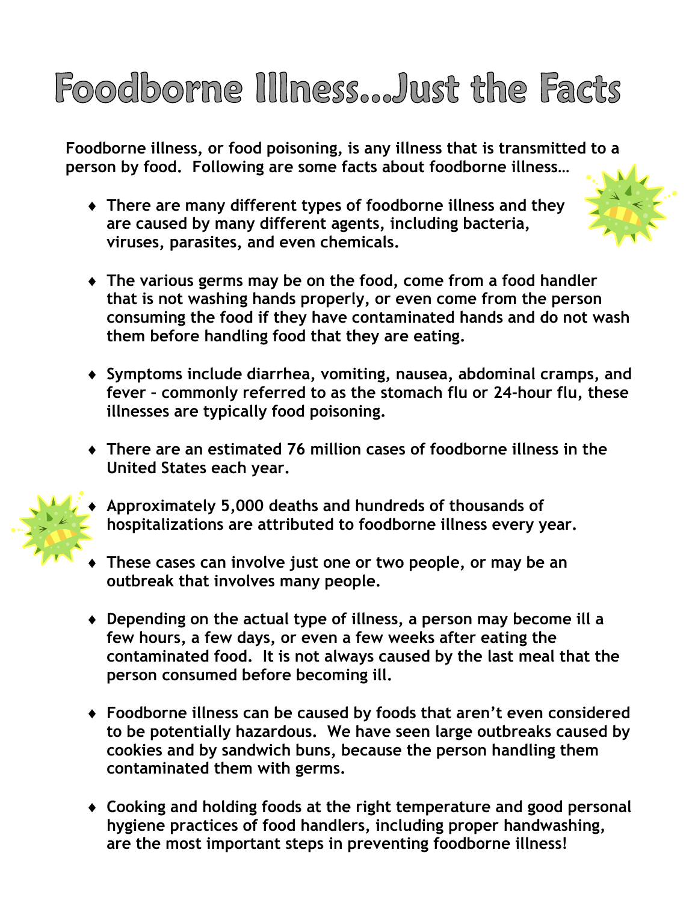# Foodborne Illness…Just the Facts

**Foodborne illness, or food poisoning, is any illness that is transmitted to a person by food. Following are some facts about foodborne illness…**

- **There are many different types of foodborne illness and they are caused by many different agents, including bacteria, viruses, parasites, and even chemicals.**

- **The various germs may be on the food, come from a food handler that is not washing hands properly, or even come from the person consuming the food if they have contaminated hands and do not wash them before handling food that they are eating.**

- **Symptoms include diarrhea, vomiting, nausea, abdominal cramps, and fever – commonly referred to as the stomach flu or 24-hour flu, these illnesses are typically food poisoning.**

- **There are an estimated 76 million cases of foodborne illness in the United States each year.**

- **Approximately 5,000 deaths and hundreds of thousands of hospitalizations are attributed to foodborne illness every year.**

- **These cases can involve just one or two people, or may be an outbreak that involves many people.**

- **Depending on the actual type of illness, a person may become ill a few hours, a few days, or even a few weeks after eating the contaminated food. It is not always caused by the last meal that the person consumed before becoming ill.**

- **Foodborne illness can be caused by foods that aren't even considered to be potentially hazardous. We have seen large outbreaks caused by cookies and by sandwich buns, because the person handling them contaminated them with germs.**

- **Cooking and holding foods at the right temperature and good personal hygiene practices of food handlers, including proper handwashing, are the most important steps in preventing foodborne illness!**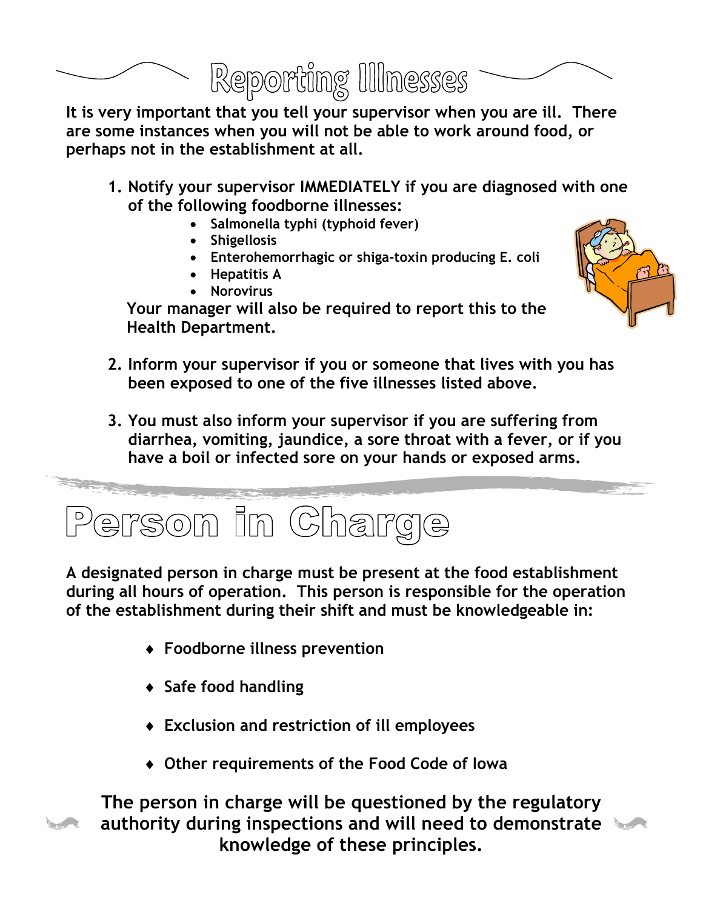# Reporting Illnesses

**It is very important that you tell your supervisor when you are ill. There are some instances when you will not be able to work around food, or perhaps not in the establishment at all.**

1. **Notify your supervisor IMMEDIATELY if you are diagnosed with one of the following foodborne illnesses:**
   - **Salmonella typhi (typhoid fever)**
   - **Shigellosis**
   - **Enterohemorrhagic or shiga-toxin producing E. coli**
   - **Hepatitis A**
   - **Norovirus**

   **Your manager will also be required to report this to the Health Department.**

2. **Inform your supervisor if you or someone that lives with you has been exposed to one of the five illnesses listed above.**

3. **You must also inform your supervisor if you are suffering from diarrhea, vomiting, jaundice, a sore throat with a fever, or if you have a boil or infected sore on your hands or exposed arms.**

# Person in Charge

**A designated person in charge must be present at the food establishment during all hours of operation. This person is responsible for the operation of the establishment during their shift and must be knowledgeable in:**

- **Foodborne illness prevention**
- **Safe food handling**
- **Exclusion and restriction of ill employees**
- **Other requirements of the Food Code of Iowa**

**The person in charge will be questioned by the regulatory authority during inspections and will need to demonstrate knowledge of these principles.**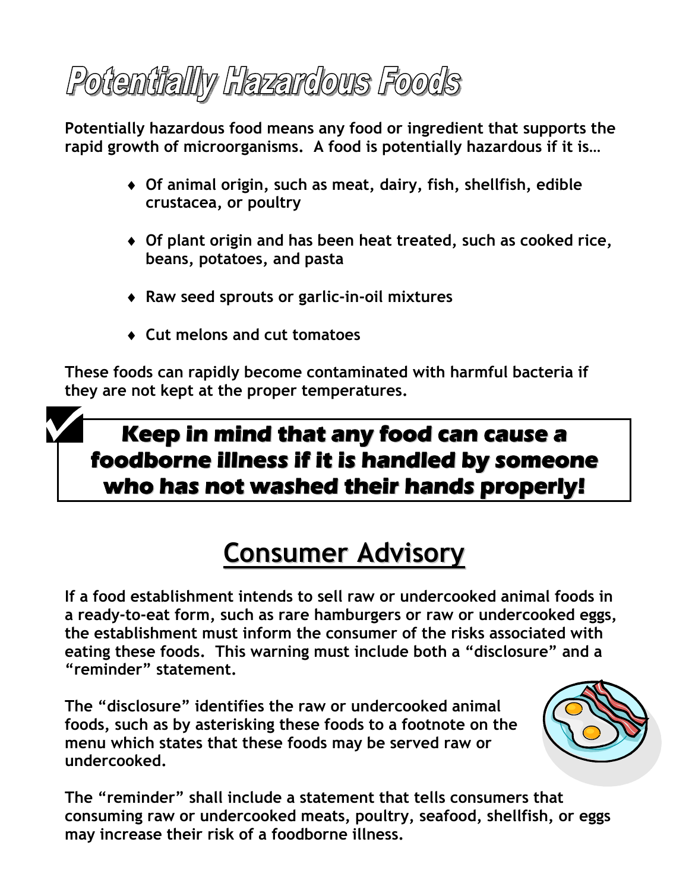# Potentially Hazardous Foods

**Potentially hazardous food means any food or ingredient that supports the rapid growth of microorganisms. A food is potentially hazardous if it is…**

- **Of animal origin, such as meat, dairy, fish, shellfish, edible crustacea, or poultry**
- **Of plant origin and has been heat treated, such as cooked rice, beans, potatoes, and pasta**
- **Raw seed sprouts or garlic-in-oil mixtures**
- **Cut melons and cut tomatoes**

**These foods can rapidly become contaminated with harmful bacteria if they are not kept at the proper temperatures.**

> **Keep in mind that any food can cause a foodborne illness if it is handled by someone who has not washed their hands properly!**

# Consumer Advisory

**If a food establishment intends to sell raw or undercooked animal foods in a ready-to-eat form, such as rare hamburgers or raw or undercooked eggs, the establishment must inform the consumer of the risks associated with eating these foods. This warning must include both a "disclosure" and a "reminder" statement.**

**The "disclosure" identifies the raw or undercooked animal foods, such as by asterisking these foods to a footnote on the menu which states that these foods may be served raw or undercooked.**

**The "reminder" shall include a statement that tells consumers that consuming raw or undercooked meats, poultry, seafood, shellfish, or eggs may increase their risk of a foodborne illness.**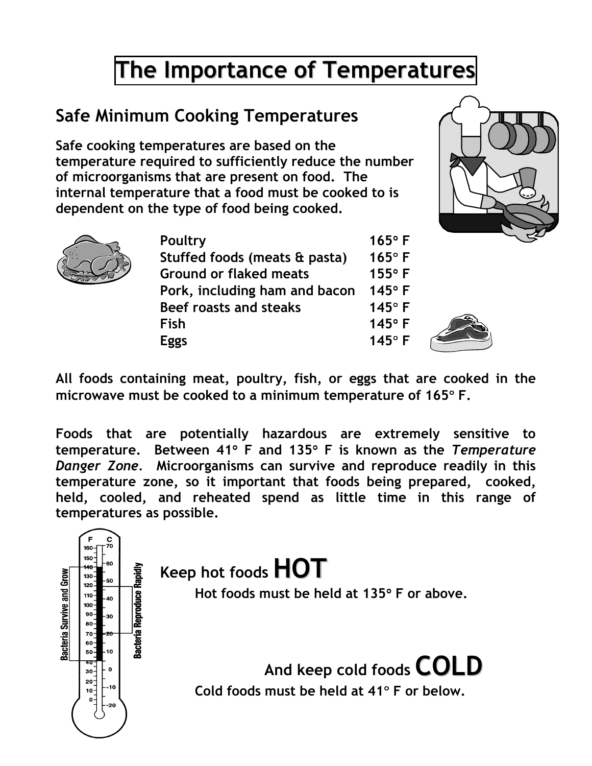# The Importance of Temperatures

## Safe Minimum Cooking Temperatures

**Safe cooking temperatures are based on the temperature required to sufficiently reduce the number of microorganisms that are present on food. The internal temperature that a food must be cooked to is dependent on the type of food being cooked.**

| Food | Temperature |
|---|---|
| Poultry | 165° F |
| Stuffed foods (meats & pasta) | 165° F |
| Ground or flaked meats | 155° F |
| Pork, including ham and bacon | 145° F |
| Beef roasts and steaks | 145° F |
| Fish | 145° F |
| Eggs | 145° F |

**All foods containing meat, poultry, fish, or eggs that are cooked in the microwave must be cooked to a minimum temperature of 165° F.**

**Foods that are potentially hazardous are extremely sensitive to temperature. Between 41° F and 135° F is known as the *Temperature Danger Zone*. Microorganisms can survive and reproduce readily in this temperature zone, so it important that foods being prepared, cooked, held, cooled, and reheated spend as little time in this range of temperatures as possible.**

## Keep hot foods HOT

**Hot foods must be held at 135° F or above.**

## And keep cold foods COLD

**Cold foods must be held at 41° F or below.**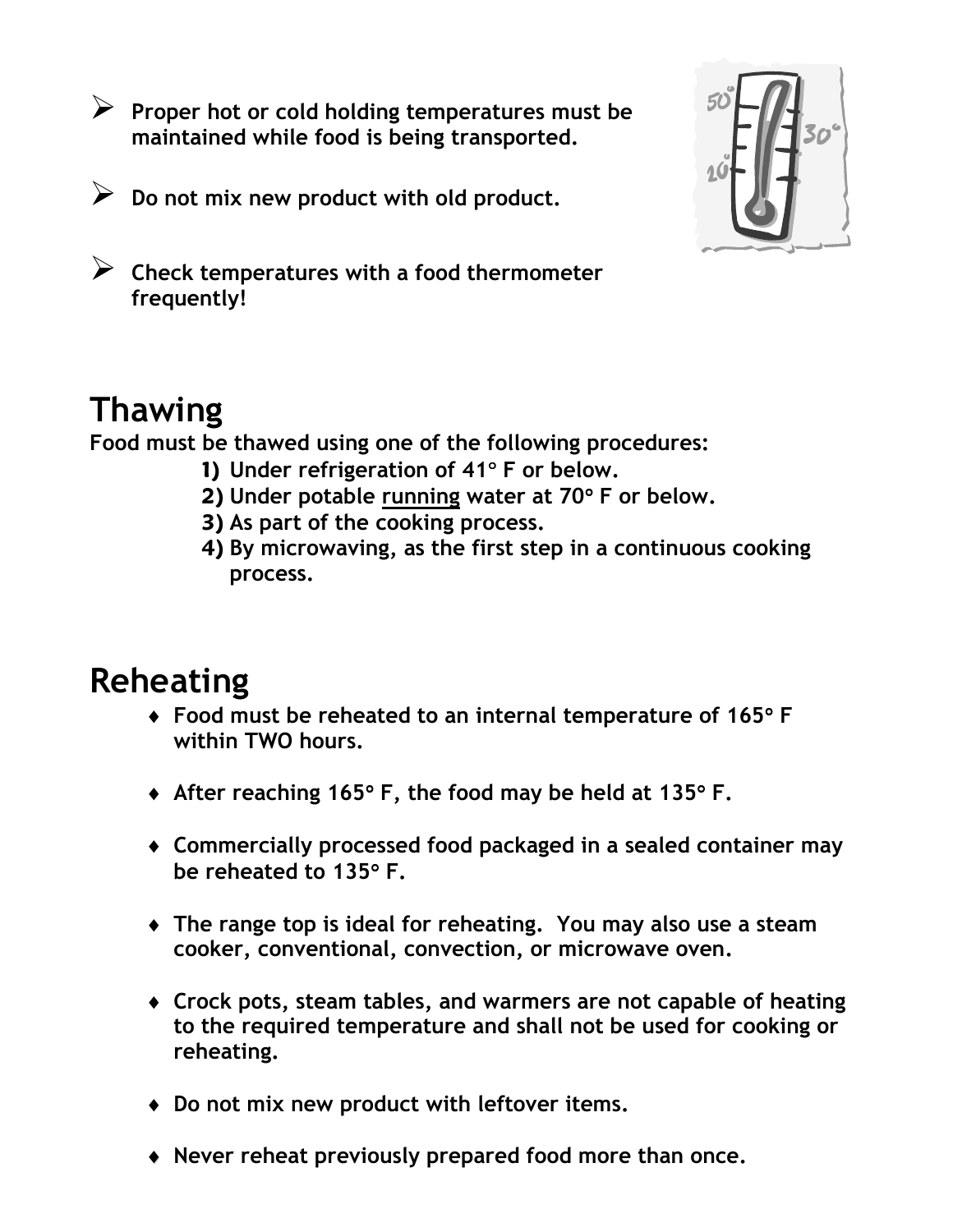- **Proper hot or cold holding temperatures must be maintained while food is being transported.**

- **Do not mix new product with old product.**

- **Check temperatures with a food thermometer frequently!**

# Thawing

**Food must be thawed using one of the following procedures:**

1) **Under refrigeration of 41° F or below.**
2) **Under potable <u>running</u> water at 70° F or below.**
3) **As part of the cooking process.**
4) **By microwaving, as the first step in a continuous cooking process.**

# Reheating

- **Food must be reheated to an internal temperature of 165° F within TWO hours.**

- **After reaching 165° F, the food may be held at 135° F.**

- **Commercially processed food packaged in a sealed container may be reheated to 135° F.**

- **The range top is ideal for reheating. You may also use a steam cooker, conventional, convection, or microwave oven.**

- **Crock pots, steam tables, and warmers are not capable of heating to the required temperature and shall not be used for cooking or reheating.**

- **Do not mix new product with leftover items.**

- **Never reheat previously prepared food more than once.**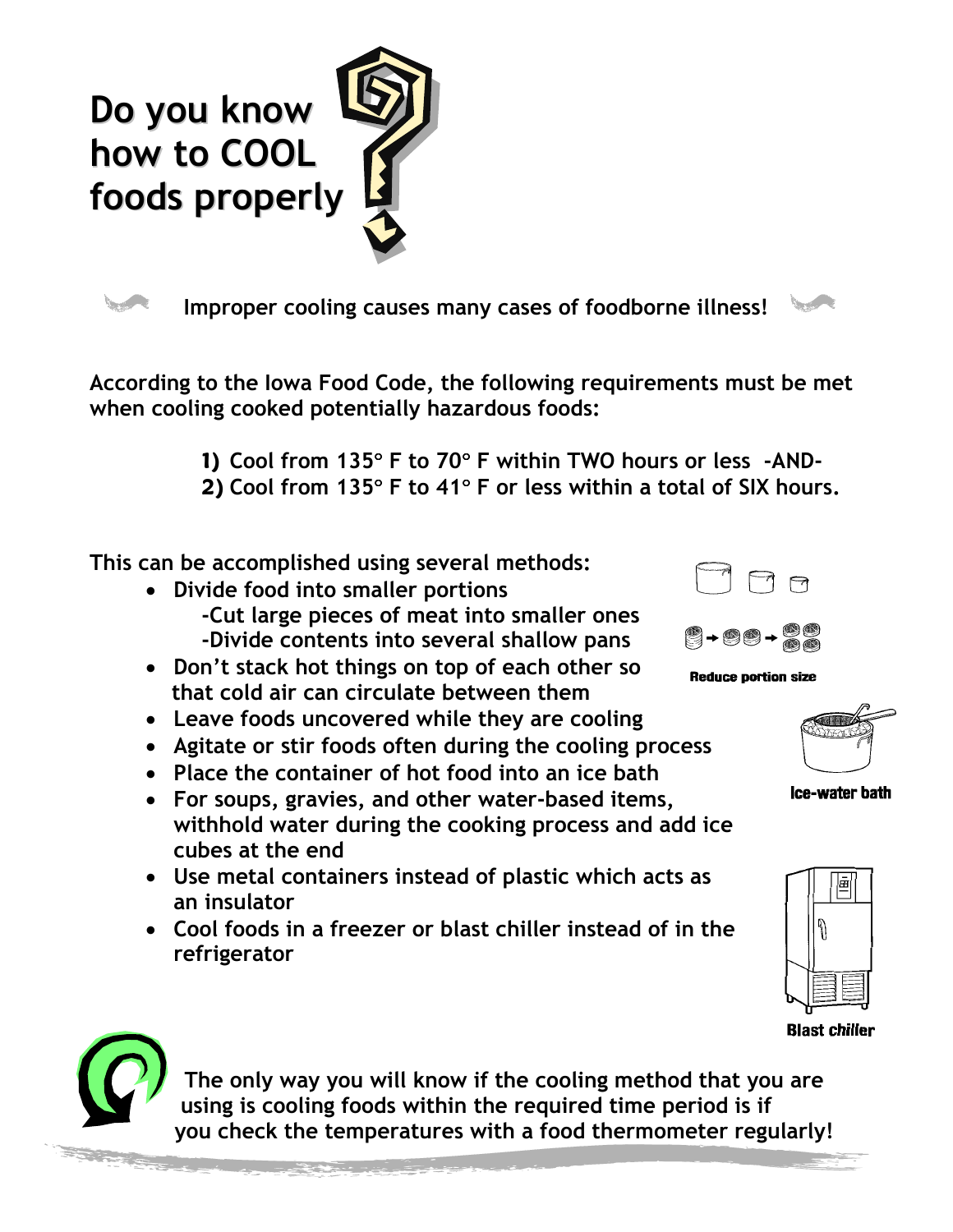# Do you know how to COOL foods properly

Improper cooling causes many cases of foodborne illness!

According to the Iowa Food Code, the following requirements must be met when cooling cooked potentially hazardous foods:

**1)** Cool from 135° F to 70° F within TWO hours or less -AND-
**2)** Cool from 135° F to 41° F or less within a total of SIX hours.

This can be accomplished using several methods:

- Divide food into smaller portions
  - -Cut large pieces of meat into smaller ones
  - -Divide contents into several shallow pans
- Don't stack hot things on top of each other so that cold air can circulate between them
- Leave foods uncovered while they are cooling
- Agitate or stir foods often during the cooling process
- Place the container of hot food into an ice bath
- For soups, gravies, and other water-based items, withhold water during the cooking process and add ice cubes at the end
- Use metal containers instead of plastic which acts as an insulator
- Cool foods in a freezer or blast chiller instead of in the refrigerator

Reduce portion size

Ice-water bath

Blast chiller

The only way you will know if the cooling method that you are using is cooling foods within the required time period is if you check the temperatures with a food thermometer regularly!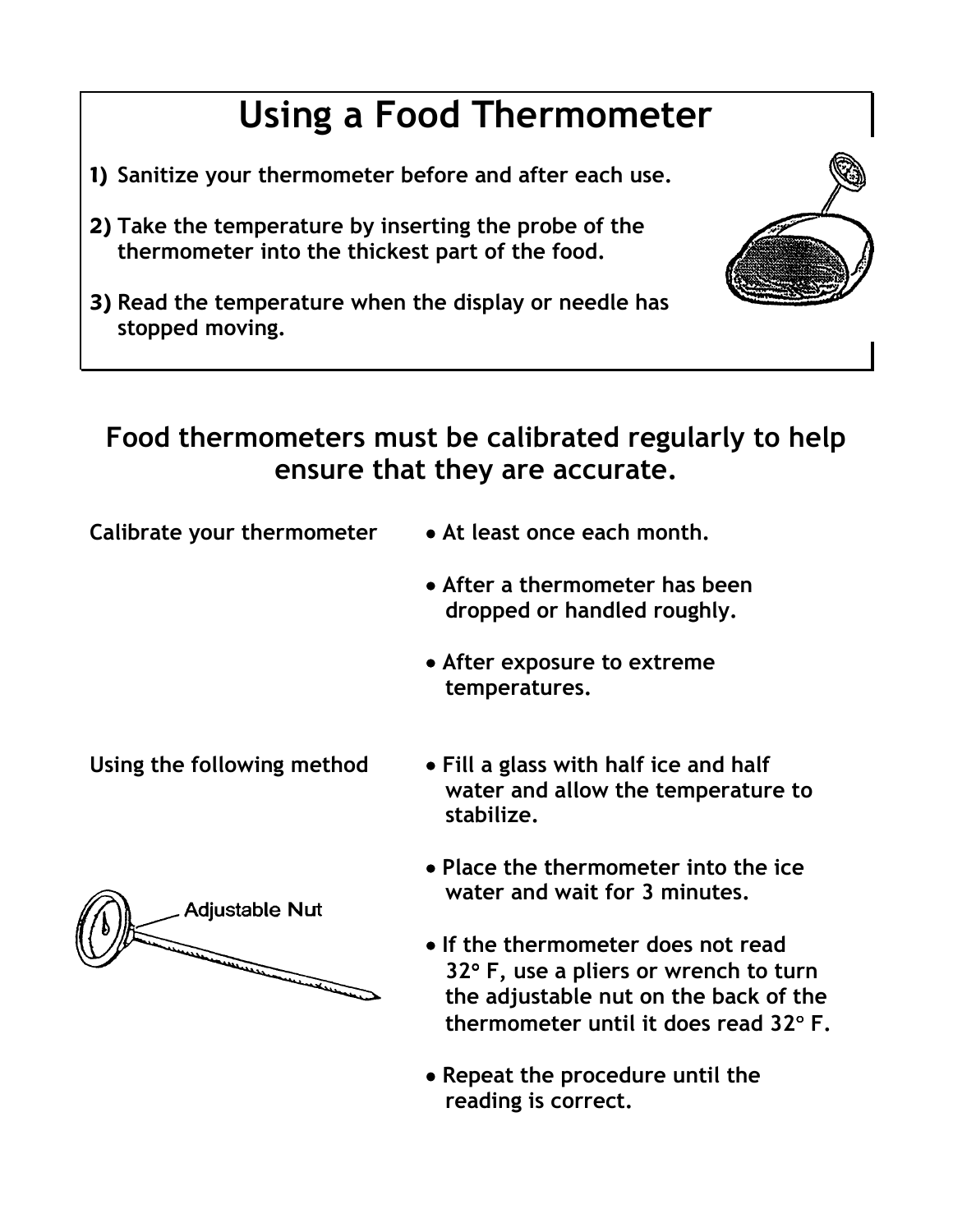# Using a Food Thermometer

1) Sanitize your thermometer before and after each use.
2) Take the temperature by inserting the probe of the thermometer into the thickest part of the food.
3) Read the temperature when the display or needle has stopped moving.

## Food thermometers must be calibrated regularly to help ensure that they are accurate.

**Calibrate your thermometer**

- At least once each month.
- After a thermometer has been dropped or handled roughly.
- After exposure to extreme temperatures.

**Using the following method**

- Fill a glass with half ice and half water and allow the temperature to stabilize.
- Place the thermometer into the ice water and wait for 3 minutes.
- If the thermometer does not read 32° F, use a pliers or wrench to turn the adjustable nut on the back of the thermometer until it does read 32° F.
- Repeat the procedure until the reading is correct.

Adjustable Nut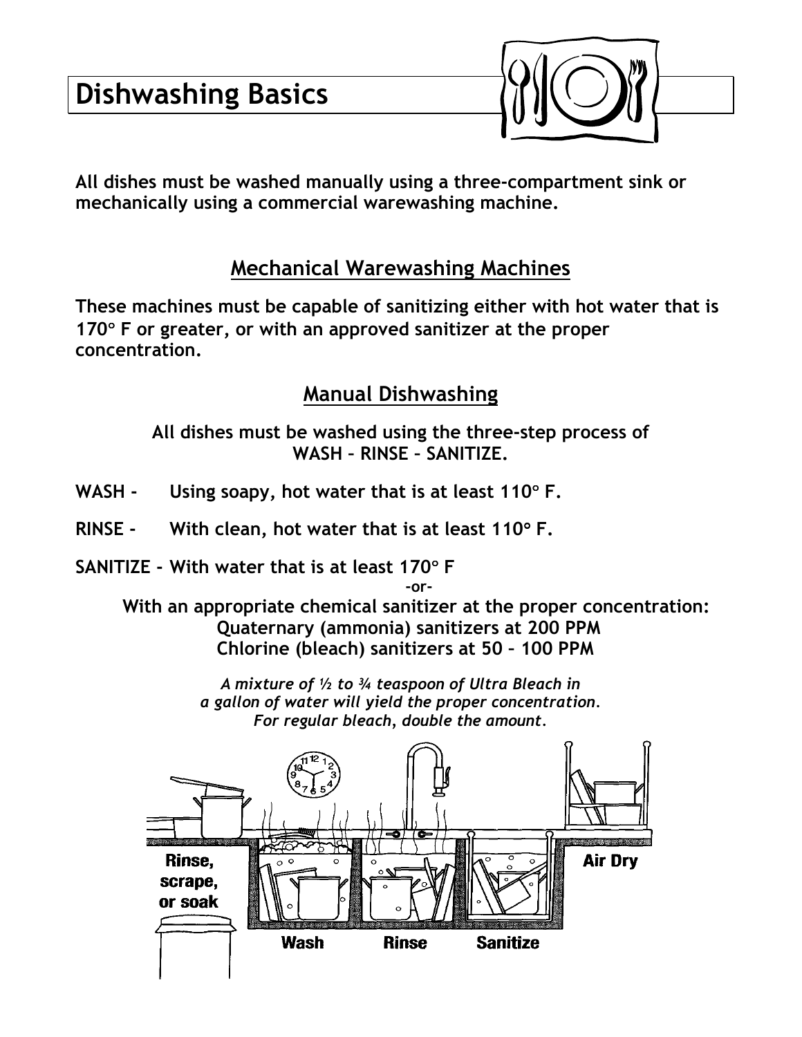# Dishwashing Basics

**All dishes must be washed manually using a three-compartment sink or mechanically using a commercial warewashing machine.**

## Mechanical Warewashing Machines

**These machines must be capable of sanitizing either with hot water that is 170° F or greater, or with an approved sanitizer at the proper concentration.**

## Manual Dishwashing

**All dishes must be washed using the three-step process of WASH – RINSE – SANITIZE.**

**WASH -** Using soapy, hot water that is at least 110° F.

**RINSE -** With clean, hot water that is at least 110° F.

**SANITIZE -** With water that is at least 170° F

-or-

**With an appropriate chemical sanitizer at the proper concentration:**
**Quaternary (ammonia) sanitizers at 200 PPM**
**Chlorine (bleach) sanitizers at 50 – 100 PPM**

*A mixture of ½ to ¾ teaspoon of Ultra Bleach in a gallon of water will yield the proper concentration. For regular bleach, double the amount.*

Rinse, scrape, or soak

Wash

Rinse

Sanitize

Air Dry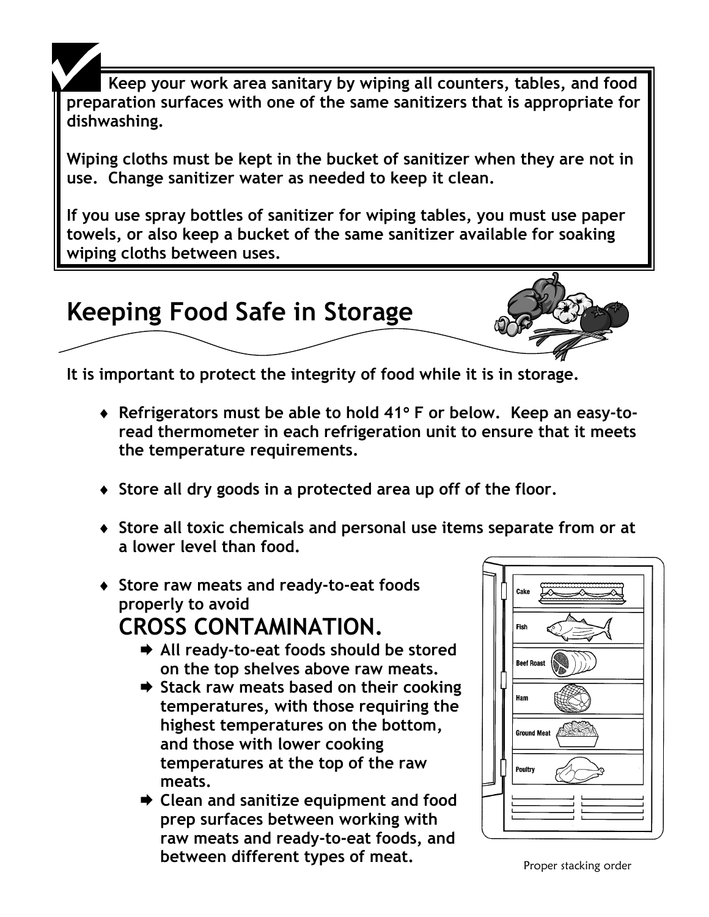**Keep your work area sanitary by wiping all counters, tables, and food preparation surfaces with one of the same sanitizers that is appropriate for dishwashing.**

**Wiping cloths must be kept in the bucket of sanitizer when they are not in use. Change sanitizer water as needed to keep it clean.**

**If you use spray bottles of sanitizer for wiping tables, you must use paper towels, or also keep a bucket of the same sanitizer available for soaking wiping cloths between uses.**

# Keeping Food Safe in Storage

**It is important to protect the integrity of food while it is in storage.**

- **Refrigerators must be able to hold 41° F or below. Keep an easy-to-read thermometer in each refrigeration unit to ensure that it meets the temperature requirements.**
- **Store all dry goods in a protected area up off of the floor.**
- **Store all toxic chemicals and personal use items separate from or at a lower level than food.**
- **Store raw meats and ready-to-eat foods properly to avoid**
  ## CROSS CONTAMINATION.
  - **All ready-to-eat foods should be stored on the top shelves above raw meats.**
  - **Stack raw meats based on their cooking temperatures, with those requiring the highest temperatures on the bottom, and those with lower cooking temperatures at the top of the raw meats.**
  - **Clean and sanitize equipment and food prep surfaces between working with raw meats and ready-to-eat foods, and between different types of meat.**

Cake
Fish
Beef Roast
Ham
Ground Meat
Poultry

Proper stacking order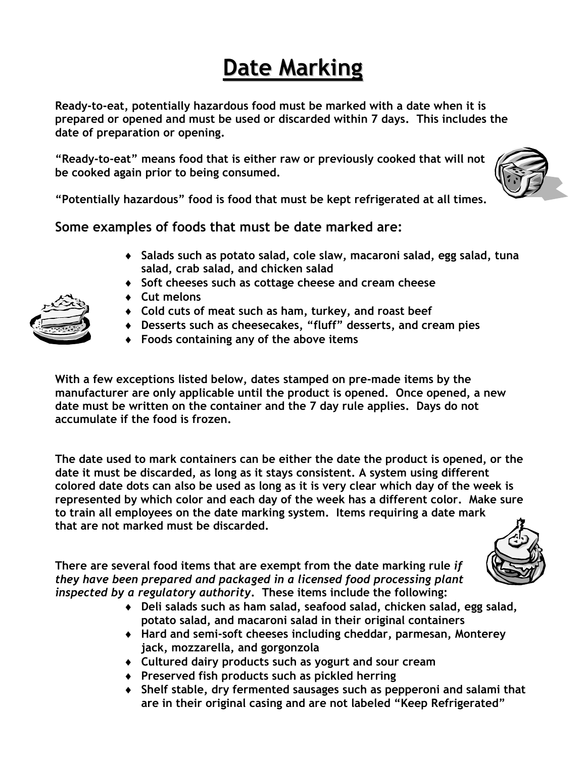# Date Marking

**Ready-to-eat, potentially hazardous food must be marked with a date when it is prepared or opened and must be used or discarded within 7 days. This includes the date of preparation or opening.**

**"Ready-to-eat" means food that is either raw or previously cooked that will not be cooked again prior to being consumed.**

**"Potentially hazardous" food is food that must be kept refrigerated at all times.**

## Some examples of foods that must be date marked are:

- **Salads such as potato salad, cole slaw, macaroni salad, egg salad, tuna salad, crab salad, and chicken salad**
- **Soft cheeses such as cottage cheese and cream cheese**
- **Cut melons**
- **Cold cuts of meat such as ham, turkey, and roast beef**
- **Desserts such as cheesecakes, "fluff" desserts, and cream pies**
- **Foods containing any of the above items**

**With a few exceptions listed below, dates stamped on pre-made items by the manufacturer are only applicable until the product is opened. Once opened, a new date must be written on the container and the 7 day rule applies. Days do not accumulate if the food is frozen.**

**The date used to mark containers can be either the date the product is opened, or the date it must be discarded, as long as it stays consistent. A system using different colored date dots can also be used as long as it is very clear which day of the week is represented by which color and each day of the week has a different color. Make sure to train all employees on the date marking system. Items requiring a date mark that are not marked must be discarded.**

**There are several food items that are exempt from the date marking rule *if they have been prepared and packaged in a licensed food processing plant inspected by a regulatory authority.* These items include the following:**

- **Deli salads such as ham salad, seafood salad, chicken salad, egg salad, potato salad, and macaroni salad in their original containers**
- **Hard and semi-soft cheeses including cheddar, parmesan, Monterey jack, mozzarella, and gorgonzola**
- **Cultured dairy products such as yogurt and sour cream**
- **Preserved fish products such as pickled herring**
- **Shelf stable, dry fermented sausages such as pepperoni and salami that are in their original casing and are not labeled "Keep Refrigerated"**